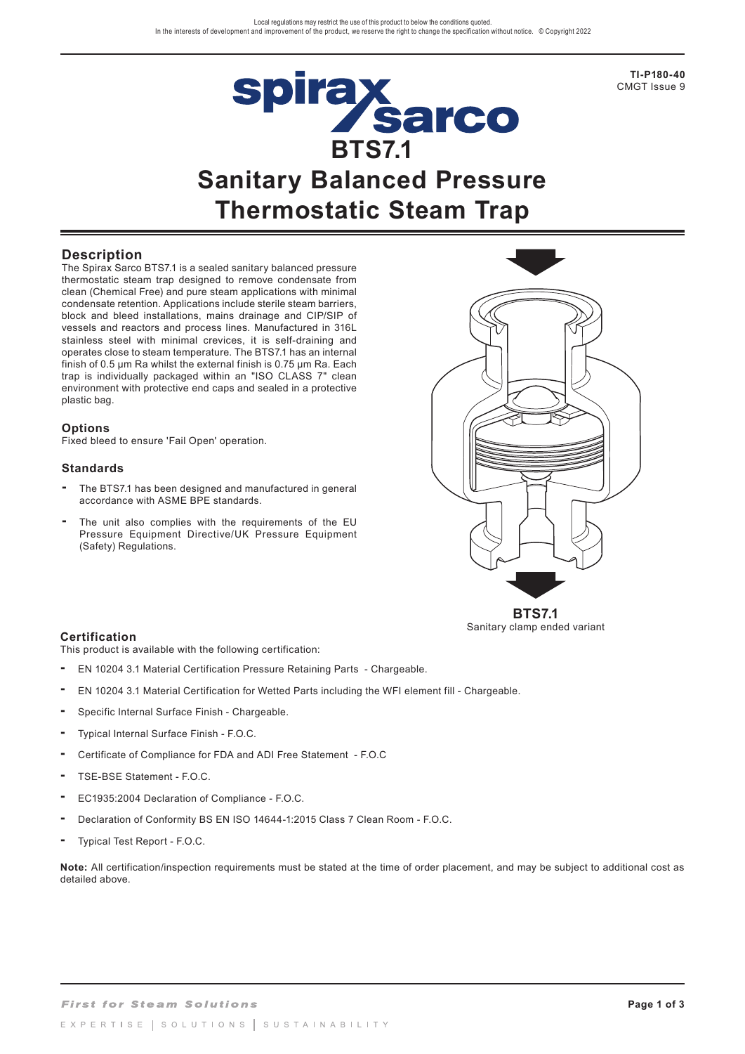Local regulations may restrict the use of this product to below the conditions quoted.
In the interests of development and improvement of the product, we reserve the right to change the specification without notice. © Copyright 2022

TI-P180-40
CMGT Issue 9

# BTS7.1
# Sanitary Balanced Pressure Thermostatic Steam Trap

## Description

The Spirax Sarco BTS7.1 is a sealed sanitary balanced pressure thermostatic steam trap designed to remove condensate from clean (Chemical Free) and pure steam applications with minimal condensate retention. Applications include sterile steam barriers, block and bleed installations, mains drainage and CIP/SIP of vessels and reactors and process lines. Manufactured in 316L stainless steel with minimal crevices, it is self-draining and operates close to steam temperature. The BTS7.1 has an internal finish of 0.5 µm Ra whilst the external finish is 0.75 µm Ra. Each trap is individually packaged within an "ISO CLASS 7" clean environment with protective end caps and sealed in a protective plastic bag.

### Options

Fixed bleed to ensure 'Fail Open' operation.

### Standards

- The BTS7.1 has been designed and manufactured in general accordance with ASME BPE standards.
- The unit also complies with the requirements of the EU Pressure Equipment Directive/UK Pressure Equipment (Safety) Regulations.

**BTS7.1**
Sanitary clamp ended variant

### Certification

This product is available with the following certification:

- EN 10204 3.1 Material Certification Pressure Retaining Parts - Chargeable.
- EN 10204 3.1 Material Certification for Wetted Parts including the WFI element fill - Chargeable.
- Specific Internal Surface Finish - Chargeable.
- Typical Internal Surface Finish - F.O.C.
- Certificate of Compliance for FDA and ADI Free Statement - F.O.C
- TSE-BSE Statement - F.O.C.
- EC1935:2004 Declaration of Compliance - F.O.C.
- Declaration of Conformity BS EN ISO 14644-1:2015 Class 7 Clean Room - F.O.C.
- Typical Test Report - F.O.C.

**Note:** All certification/inspection requirements must be stated at the time of order placement, and may be subject to additional cost as detailed above.

*First for Steam Solutions*

EXPERTISE | SOLUTIONS | SUSTAINABILITY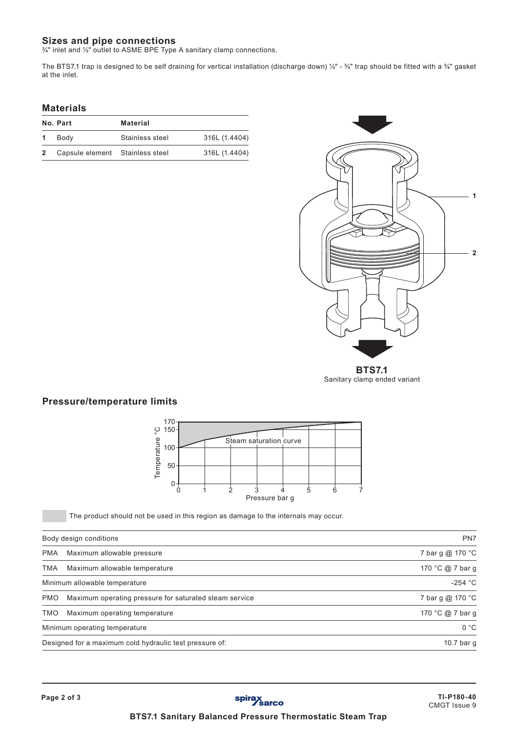## Sizes and pipe connections

¾" inlet and ½" outlet to ASME BPE Type A sanitary clamp connections.

The BTS7.1 trap is designed to be self draining for vertical installation (discharge down) ½" - ¾" trap should be fitted with a ¾" gasket at the inlet.

## Materials

| No. | Part | Material | |
|---|---|---|---|
| 1 | Body | Stainless steel | 316L (1.4404) |
| 2 | Capsule element | Stainless steel | 316L (1.4404) |

**BTS7.1**
Sanitary clamp ended variant

## Pressure/temperature limits

The product should not be used in this region as damage to the internals may occur.

| | | |
|---|---|---|
| Body design conditions | | PN7 |
| PMA | Maximum allowable pressure | 7 bar g @ 170 °C |
| TMA | Maximum allowable temperature | 170 °C @ 7 bar g |
| Minimum allowable temperature | | -254 °C |
| PMO | Maximum operating pressure for saturated steam service | 7 bar g @ 170 °C |
| TMO | Maximum operating temperature | 170 °C @ 7 bar g |
| Minimum operating temperature | | 0 °C |
| Designed for a maximum cold hydraulic test pressure of: | | 10.7 bar g |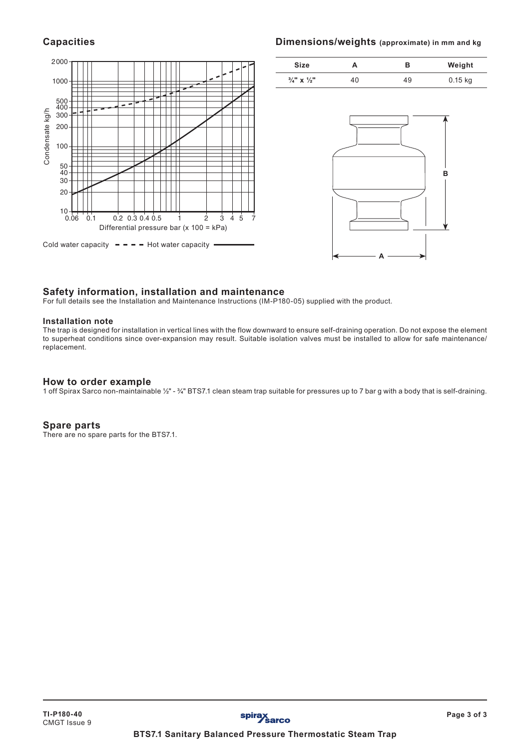## Capacities

Condensate kg/h

2000
1000
500
400
300
200
100
50
40
30
20
10

0.06 0.1 0.2 0.3 0.4 0.5 1 2 3 4 5 7

Differential pressure bar (x 100 = kPa)

Cold water capacity - - - - Hot water capacity ———

## Dimensions/weights (approximate) in mm and kg

| Size | A | B | Weight |
| --- | --- | --- | --- |
| ¾" x ½" | 40 | 49 | 0.15 kg |

B

A

## Safety information, installation and maintenance

For full details see the Installation and Maintenance Instructions (IM-P180-05) supplied with the product.

### Installation note

The trap is designed for installation in vertical lines with the flow downward to ensure self-draining operation. Do not expose the element to superheat conditions since over-expansion may result. Suitable isolation valves must be installed to allow for safe maintenance/ replacement.

## How to order example

1 off Spirax Sarco non-maintainable ½" - ¾" BTS7.1 clean steam trap suitable for pressures up to 7 bar g with a body that is self-draining.

## Spare parts

There are no spare parts for the BTS7.1.